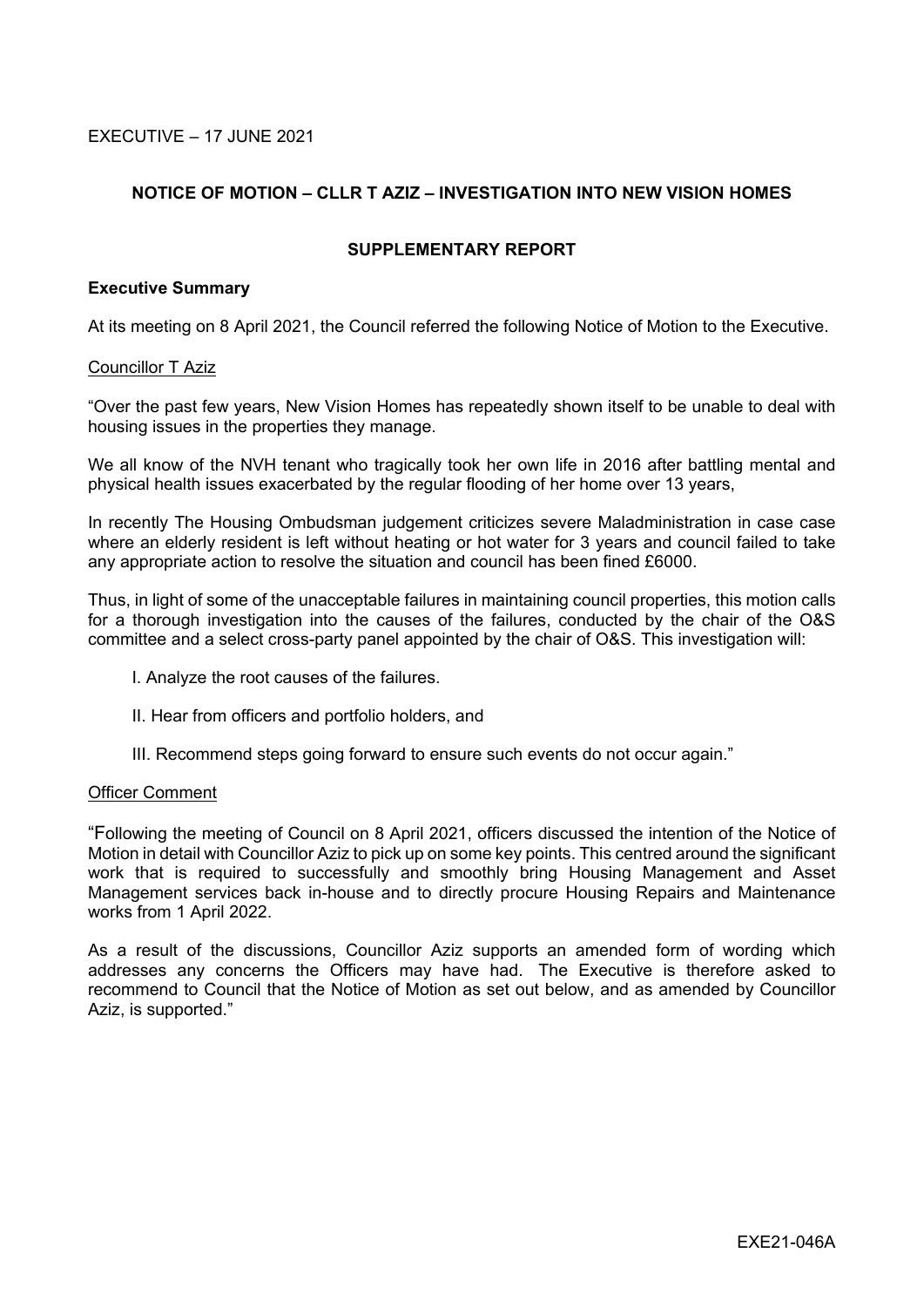EXECUTIVE – 17 JUNE 2021

## NOTICE OF MOTION – CLLR T AZIZ – INVESTIGATION INTO NEW VISION HOMES

### SUPPLEMENTARY REPORT

**Executive Summary**

At its meeting on 8 April 2021, the Council referred the following Notice of Motion to the Executive.

<u>Councillor T Aziz</u>

"Over the past few years, New Vision Homes has repeatedly shown itself to be unable to deal with housing issues in the properties they manage.

We all know of the NVH tenant who tragically took her own life in 2016 after battling mental and physical health issues exacerbated by the regular flooding of her home over 13 years,

In recently The Housing Ombudsman judgement criticizes severe Maladministration in case case where an elderly resident is left without heating or hot water for 3 years and council failed to take any appropriate action to resolve the situation and council has been fined £6000.

Thus, in light of some of the unacceptable failures in maintaining council properties, this motion calls for a thorough investigation into the causes of the failures, conducted by the chair of the O&S committee and a select cross-party panel appointed by the chair of O&S. This investigation will:

I. Analyze the root causes of the failures.

II. Hear from officers and portfolio holders, and

III. Recommend steps going forward to ensure such events do not occur again."

<u>Officer Comment</u>

"Following the meeting of Council on 8 April 2021, officers discussed the intention of the Notice of Motion in detail with Councillor Aziz to pick up on some key points. This centred around the significant work that is required to successfully and smoothly bring Housing Management and Asset Management services back in-house and to directly procure Housing Repairs and Maintenance works from 1 April 2022.

As a result of the discussions, Councillor Aziz supports an amended form of wording which addresses any concerns the Officers may have had. The Executive is therefore asked to recommend to Council that the Notice of Motion as set out below, and as amended by Councillor Aziz, is supported."

EXE21-046A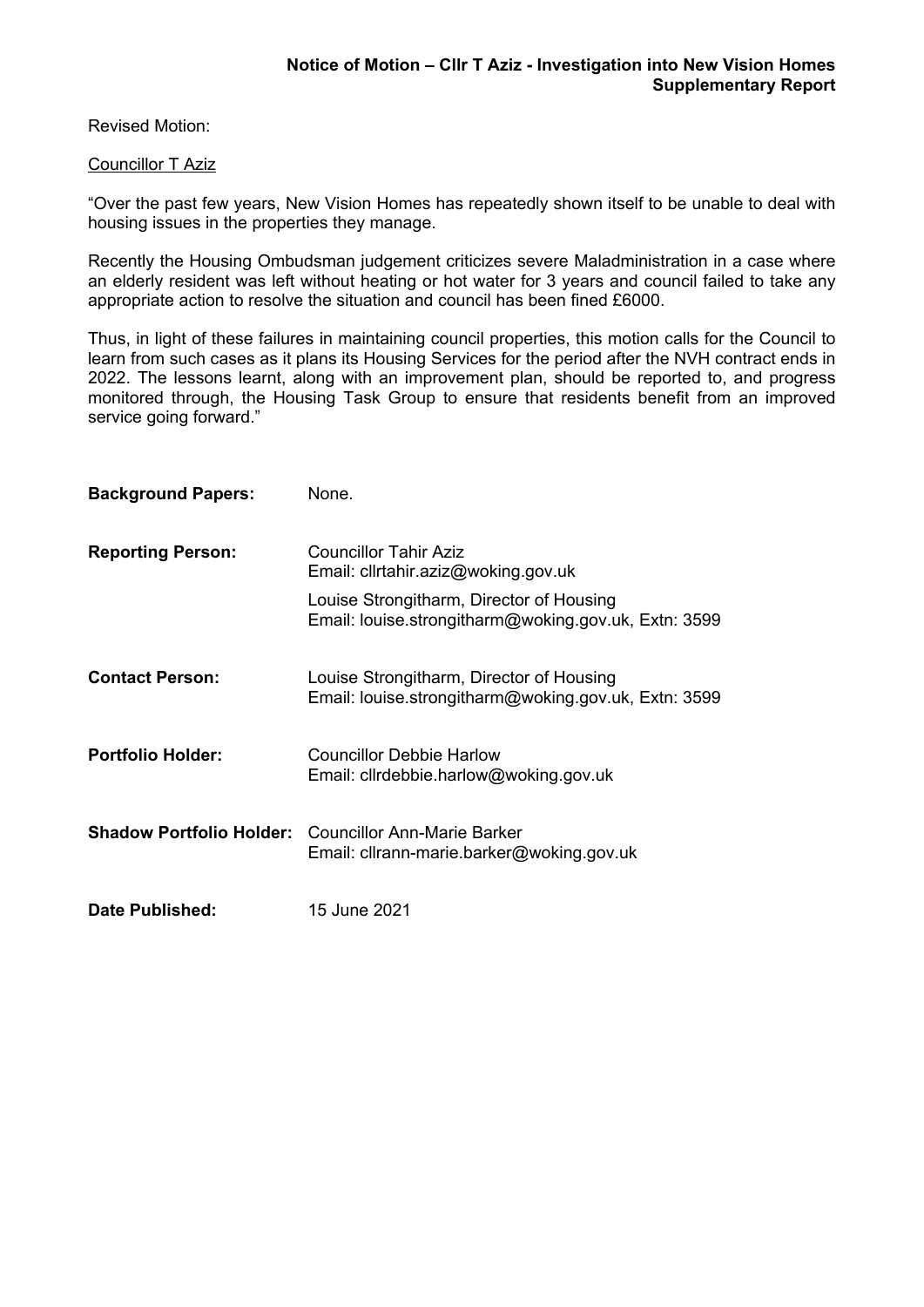**Notice of Motion – Cllr T Aziz - Investigation into New Vision Homes Supplementary Report**

Revised Motion:

Councillor T Aziz

"Over the past few years, New Vision Homes has repeatedly shown itself to be unable to deal with housing issues in the properties they manage.

Recently the Housing Ombudsman judgement criticizes severe Maladministration in a case where an elderly resident was left without heating or hot water for 3 years and council failed to take any appropriate action to resolve the situation and council has been fined £6000.

Thus, in light of these failures in maintaining council properties, this motion calls for the Council to learn from such cases as it plans its Housing Services for the period after the NVH contract ends in 2022. The lessons learnt, along with an improvement plan, should be reported to, and progress monitored through, the Housing Task Group to ensure that residents benefit from an improved service going forward."

| | |
|---|---|
| **Background Papers:** | None. |
| **Reporting Person:** | Councillor Tahir Aziz<br>Email: cllrtahir.aziz@woking.gov.uk<br><br>Louise Strongitharm, Director of Housing<br>Email: louise.strongitharm@woking.gov.uk, Extn: 3599 |
| **Contact Person:** | Louise Strongitharm, Director of Housing<br>Email: louise.strongitharm@woking.gov.uk, Extn: 3599 |
| **Portfolio Holder:** | Councillor Debbie Harlow<br>Email: cllrdebbie.harlow@woking.gov.uk |
| **Shadow Portfolio Holder:** | Councillor Ann-Marie Barker<br>Email: cllrann-marie.barker@woking.gov.uk |
| **Date Published:** | 15 June 2021 |